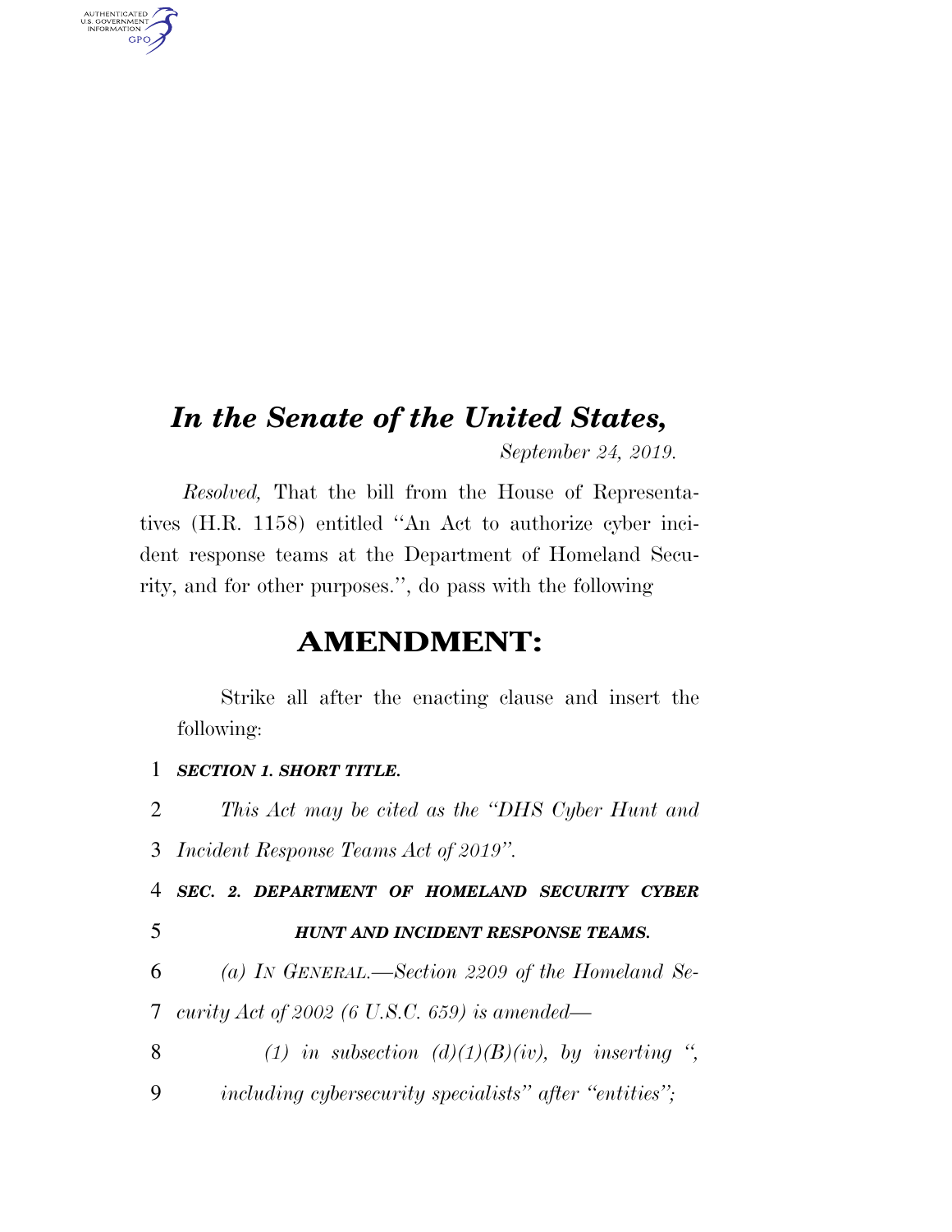# *In the Senate of the United States,*

*September 24, 2019.*

*Resolved,* That the bill from the House of Representatives (H.R. 1158) entitled "An Act to authorize cyber incident response teams at the Department of Homeland Security, and for other purposes.", do pass with the following

## AMENDMENT:

Strike all after the enacting clause and insert the following:

1 ***SECTION 1. SHORT TITLE.***

2 *This Act may be cited as the "DHS Cyber Hunt and*
3 *Incident Response Teams Act of 2019".*

4 ***SEC. 2. DEPARTMENT OF HOMELAND SECURITY CYBER***
5 ***HUNT AND INCIDENT RESPONSE TEAMS.***

6 *(a) IN GENERAL.—Section 2209 of the Homeland Se-*
7 *curity Act of 2002 (6 U.S.C. 659) is amended—*

8 *(1) in subsection (d)(1)(B)(iv), by inserting ",*
9 *including cybersecurity specialists" after "entities";*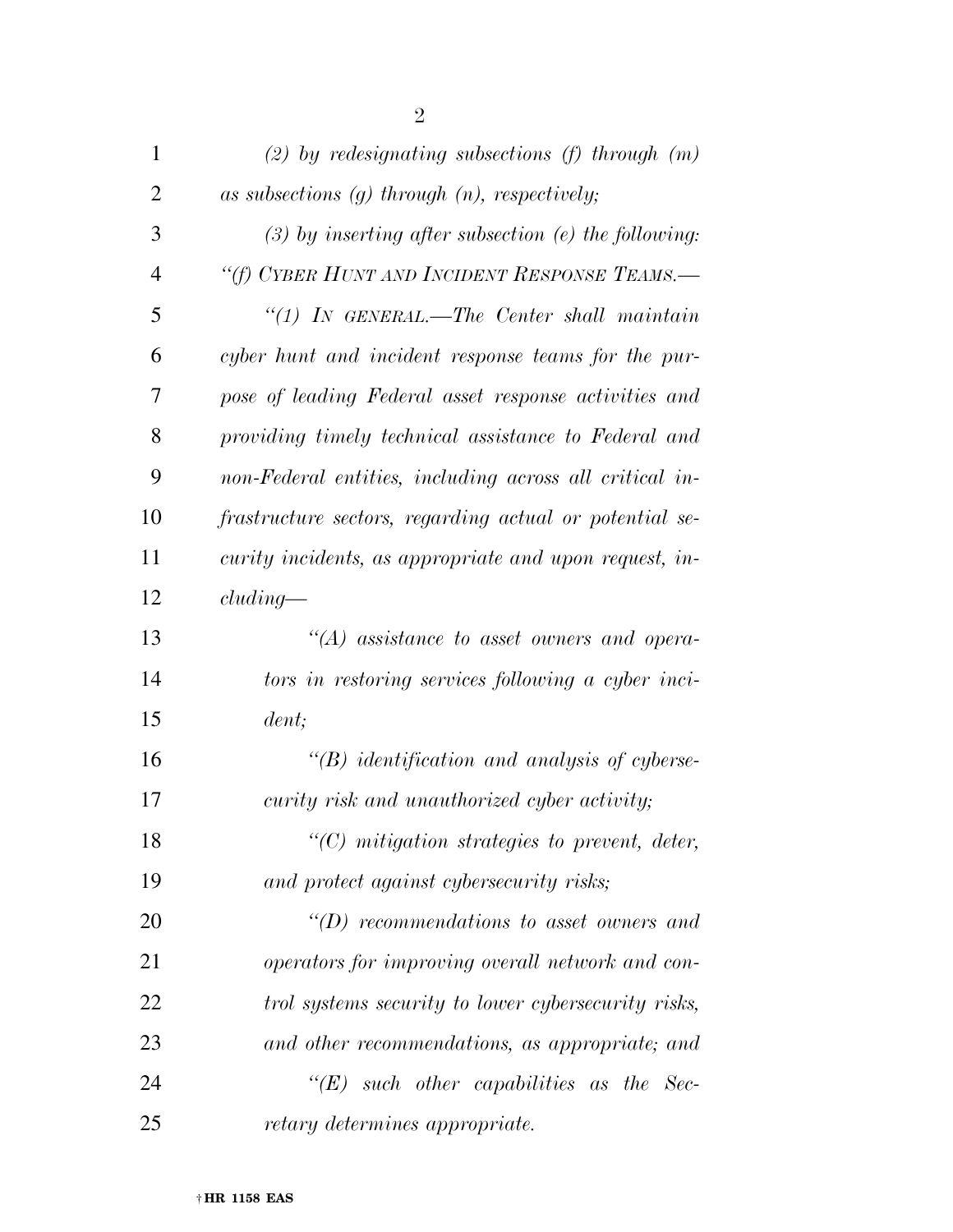*(2) by redesignating subsections (f) through (m) as subsections (g) through (n), respectively;*

*(3) by inserting after subsection (e) the following:*

*"(f) CYBER HUNT AND INCIDENT RESPONSE TEAMS.—*

*"(1) IN GENERAL.—The Center shall maintain cyber hunt and incident response teams for the purpose of leading Federal asset response activities and providing timely technical assistance to Federal and non-Federal entities, including across all critical infrastructure sectors, regarding actual or potential security incidents, as appropriate and upon request, including—*

*"(A) assistance to asset owners and operators in restoring services following a cyber incident;*

*"(B) identification and analysis of cybersecurity risk and unauthorized cyber activity;*

*"(C) mitigation strategies to prevent, deter, and protect against cybersecurity risks;*

*"(D) recommendations to asset owners and operators for improving overall network and control systems security to lower cybersecurity risks, and other recommendations, as appropriate; and*

*"(E) such other capabilities as the Secretary determines appropriate.*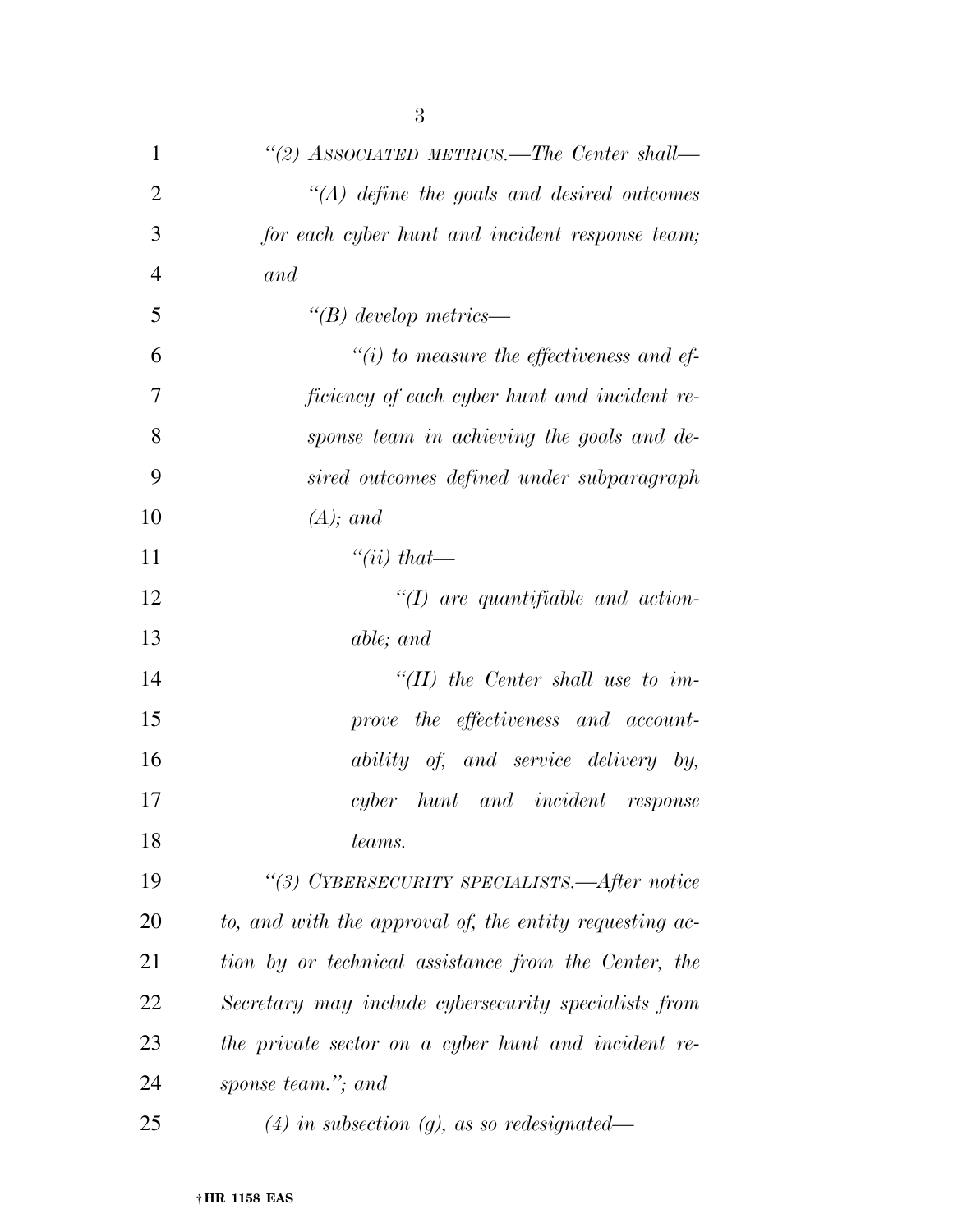*"(2) ASSOCIATED METRICS.—The Center shall—*

*"(A) define the goals and desired outcomes for each cyber hunt and incident response team; and*

*"(B) develop metrics—*

*"(i) to measure the effectiveness and efficiency of each cyber hunt and incident response team in achieving the goals and desired outcomes defined under subparagraph (A); and*

*"(ii) that—*

*"(I) are quantifiable and actionable; and*

*"(II) the Center shall use to improve the effectiveness and accountability of, and service delivery by, cyber hunt and incident response teams.*

*"(3) CYBERSECURITY SPECIALISTS.—After notice to, and with the approval of, the entity requesting action by or technical assistance from the Center, the Secretary may include cybersecurity specialists from the private sector on a cyber hunt and incident response team."; and*

*(4) in subsection (g), as so redesignated—*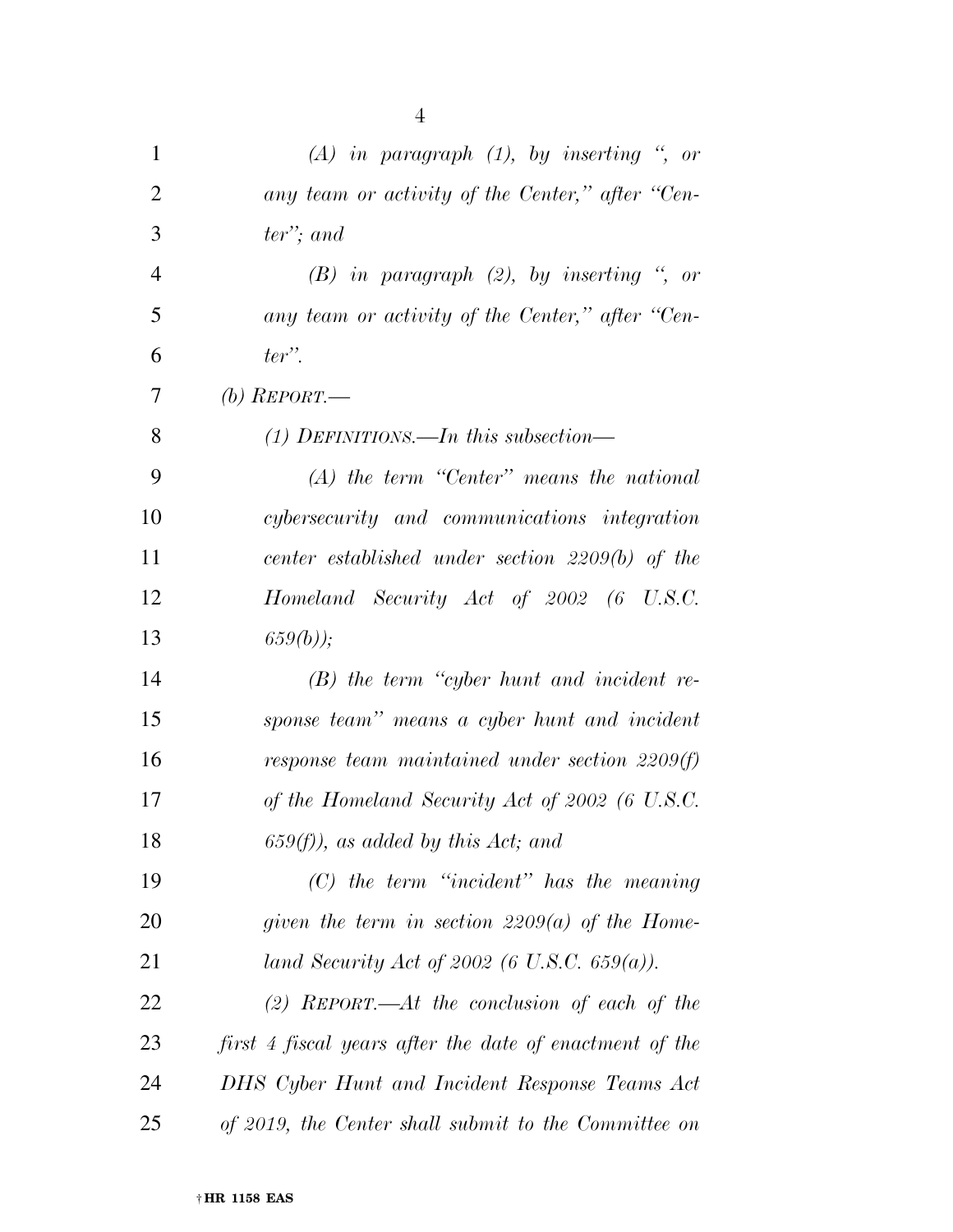*(A) in paragraph (1), by inserting ", or any team or activity of the Center," after "Center"; and*

*(B) in paragraph (2), by inserting ", or any team or activity of the Center," after "Center".*

*(b) REPORT.—*

*(1) DEFINITIONS.—In this subsection—*

*(A) the term "Center" means the national cybersecurity and communications integration center established under section 2209(b) of the Homeland Security Act of 2002 (6 U.S.C. 659(b));*

*(B) the term "cyber hunt and incident response team" means a cyber hunt and incident response team maintained under section 2209(f) of the Homeland Security Act of 2002 (6 U.S.C. 659(f)), as added by this Act; and*

*(C) the term "incident" has the meaning given the term in section 2209(a) of the Homeland Security Act of 2002 (6 U.S.C. 659(a)).*

*(2) REPORT.—At the conclusion of each of the first 4 fiscal years after the date of enactment of the DHS Cyber Hunt and Incident Response Teams Act of 2019, the Center shall submit to the Committee on*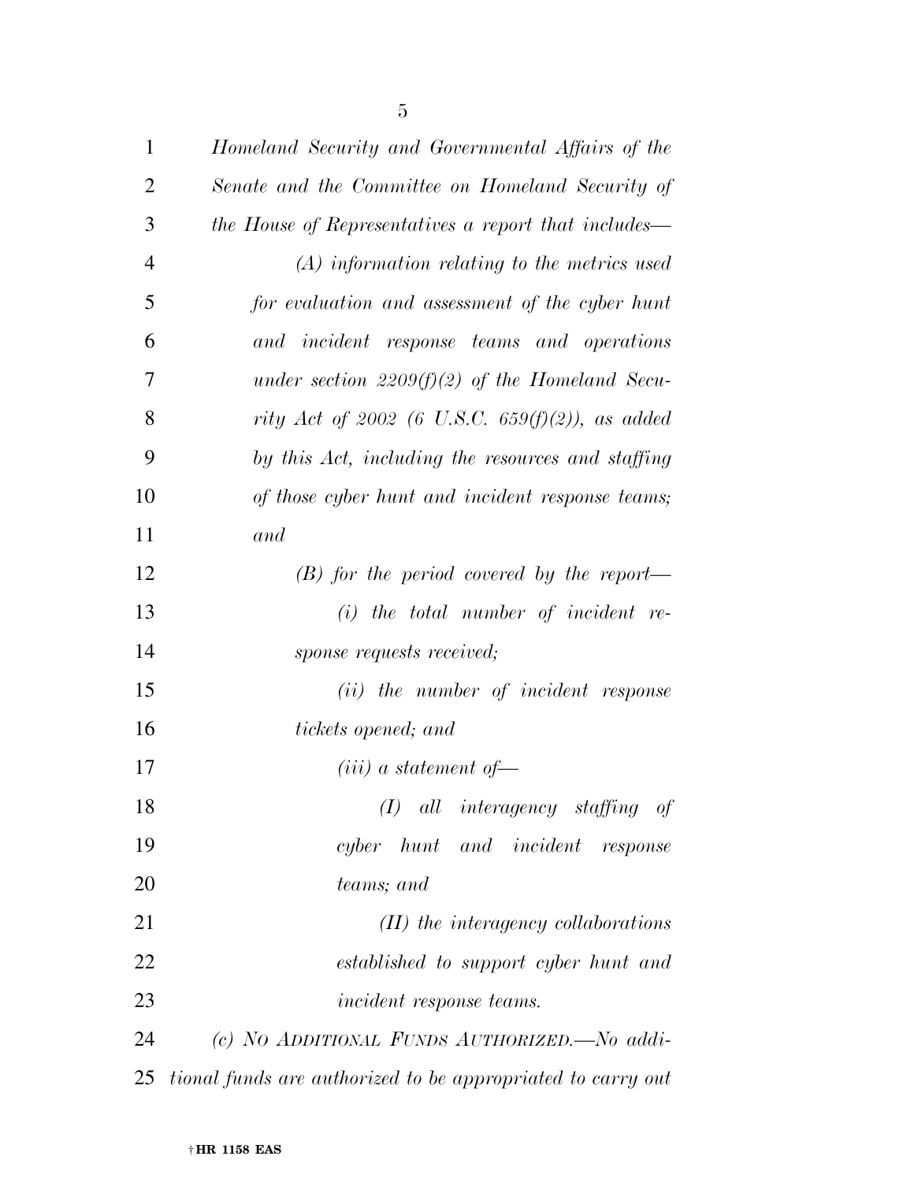*Homeland Security and Governmental Affairs of the Senate and the Committee on Homeland Security of the House of Representatives a report that includes—*

*(A) information relating to the metrics used for evaluation and assessment of the cyber hunt and incident response teams and operations under section 2209(f)(2) of the Homeland Security Act of 2002 (6 U.S.C. 659(f)(2)), as added by this Act, including the resources and staffing of those cyber hunt and incident response teams; and*

*(B) for the period covered by the report—*

*(i) the total number of incident response requests received;*

*(ii) the number of incident response tickets opened; and*

*(iii) a statement of—*

*(I) all interagency staffing of cyber hunt and incident response teams; and*

*(II) the interagency collaborations established to support cyber hunt and incident response teams.*

*(c) NO ADDITIONAL FUNDS AUTHORIZED.—No additional funds are authorized to be appropriated to carry out*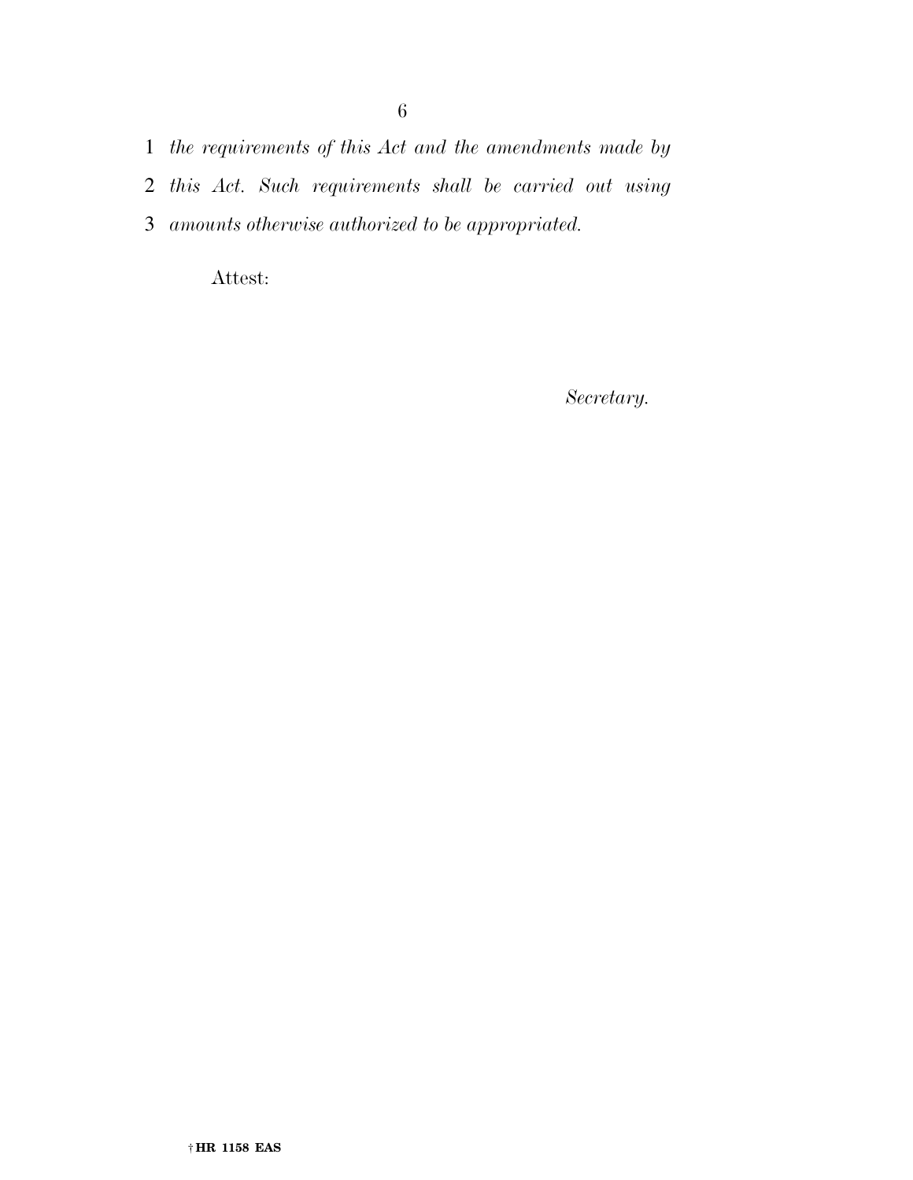*the requirements of this Act and the amendments made by this Act. Such requirements shall be carried out using amounts otherwise authorized to be appropriated.*

Attest:

*Secretary.*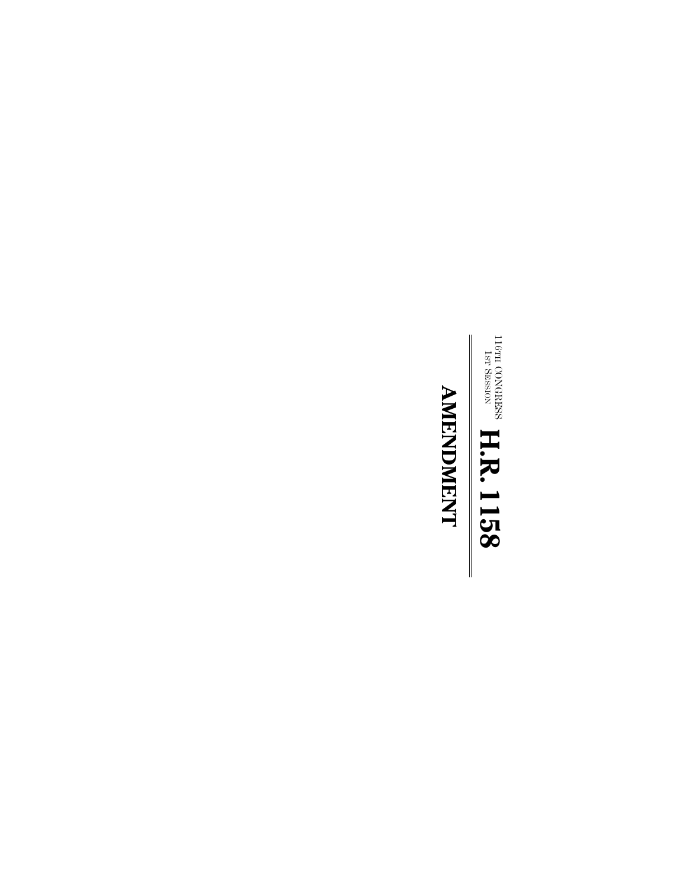116TH CONGRESS
1ST SESSION

# H.R. 1158

## AMENDMENT